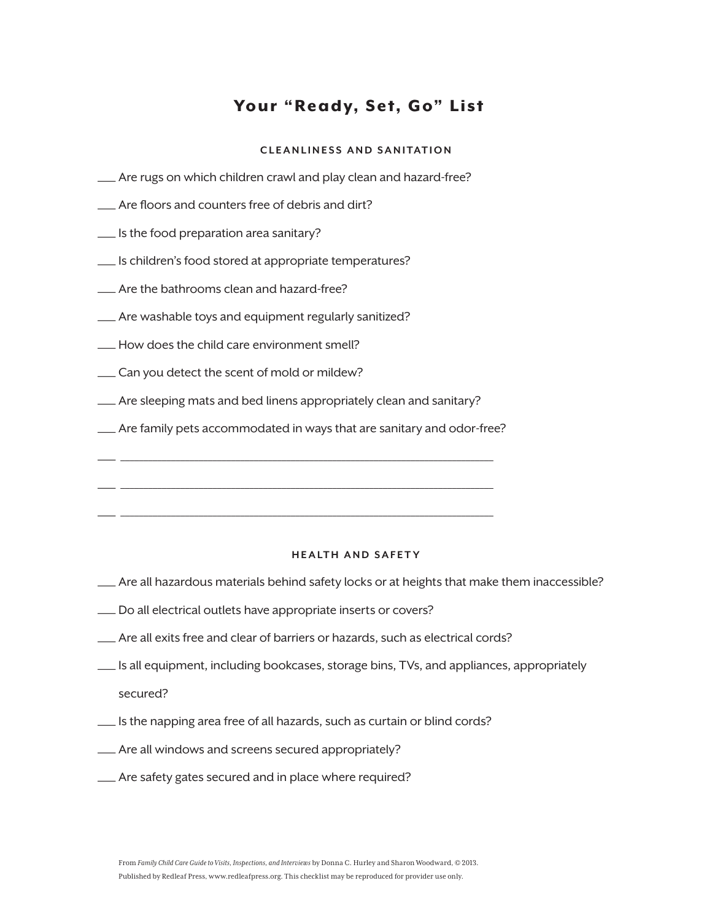# Your "Ready, Set, Go" List

### CLEANLINESS AND SANITATION

___ Are rugs on which children crawl and play clean and hazard-free?

___ Are floors and counters free of debris and dirt?

___ Is the food preparation area sanitary?

___ Is children's food stored at appropriate temperatures?

___ Are the bathrooms clean and hazard-free?

___ Are washable toys and equipment regularly sanitized?

___ How does the child care environment smell?

___ Can you detect the scent of mold or mildew?

___ Are sleeping mats and bed linens appropriately clean and sanitary?

___ Are family pets accommodated in ways that are sanitary and odor-free?

___ ____________________________________________________________

___ ____________________________________________________________

___ ____________________________________________________________

### HEALTH AND SAFETY

___ Are all hazardous materials behind safety locks or at heights that make them inaccessible?

___ Do all electrical outlets have appropriate inserts or covers?

___ Are all exits free and clear of barriers or hazards, such as electrical cords?

___ Is all equipment, including bookcases, storage bins, TVs, and appliances, appropriately secured?

___ Is the napping area free of all hazards, such as curtain or blind cords?

___ Are all windows and screens secured appropriately?

___ Are safety gates secured and in place where required?

From *Family Child Care Guide to Visits, Inspections, and Interviews* by Donna C. Hurley and Sharon Woodward, © 2013. Published by Redleaf Press, www.redleafpress.org. This checklist may be reproduced for provider use only.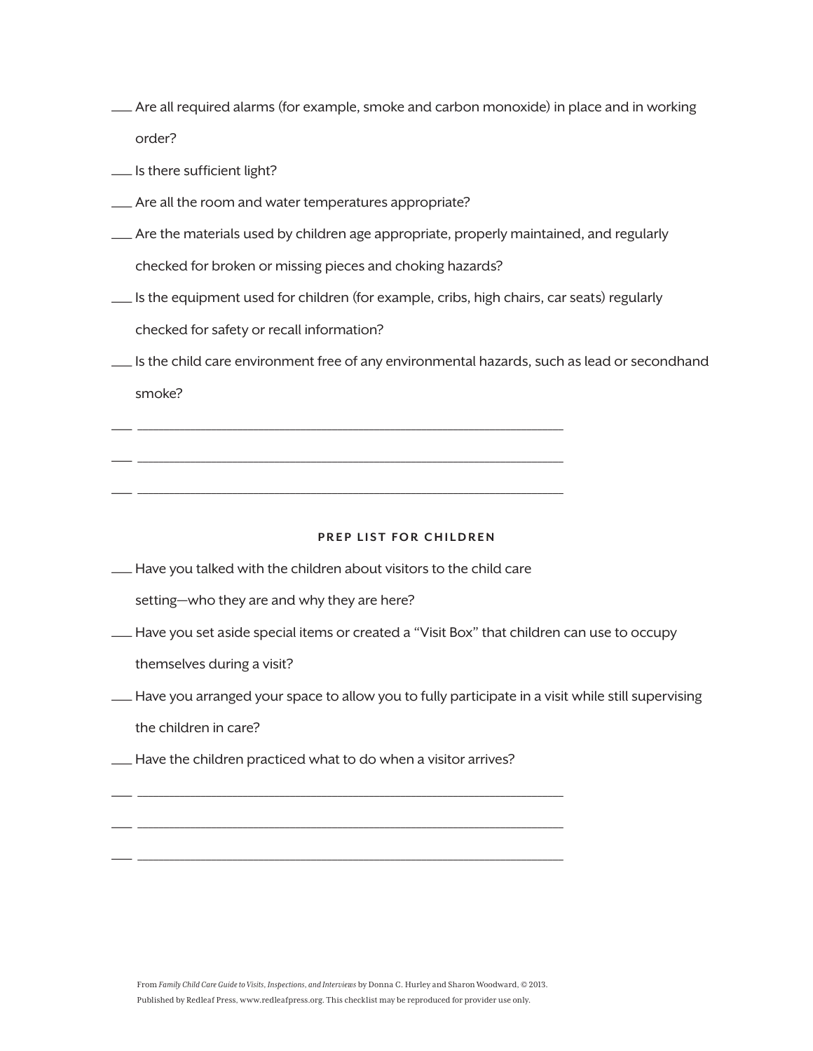___ Are all required alarms (for example, smoke and carbon monoxide) in place and in working order?

___ Is there sufficient light?

___ Are all the room and water temperatures appropriate?

___ Are the materials used by children age appropriate, properly maintained, and regularly checked for broken or missing pieces and choking hazards?

___ Is the equipment used for children (for example, cribs, high chairs, car seats) regularly checked for safety or recall information?

___ Is the child care environment free of any environmental hazards, such as lead or secondhand smoke?

___ ________________________________________________

___ ________________________________________________

___ ________________________________________________

**PREP LIST FOR CHILDREN**

___ Have you talked with the children about visitors to the child care setting—who they are and why they are here?

___ Have you set aside special items or created a "Visit Box" that children can use to occupy themselves during a visit?

___ Have you arranged your space to allow you to fully participate in a visit while still supervising the children in care?

___ Have the children practiced what to do when a visitor arrives?

___ ________________________________________________

___ ________________________________________________

___ ________________________________________________

From *Family Child Care Guide to Visits, Inspections, and Interviews* by Donna C. Hurley and Sharon Woodward, © 2013. Published by Redleaf Press, www.redleafpress.org. This checklist may be reproduced for provider use only.